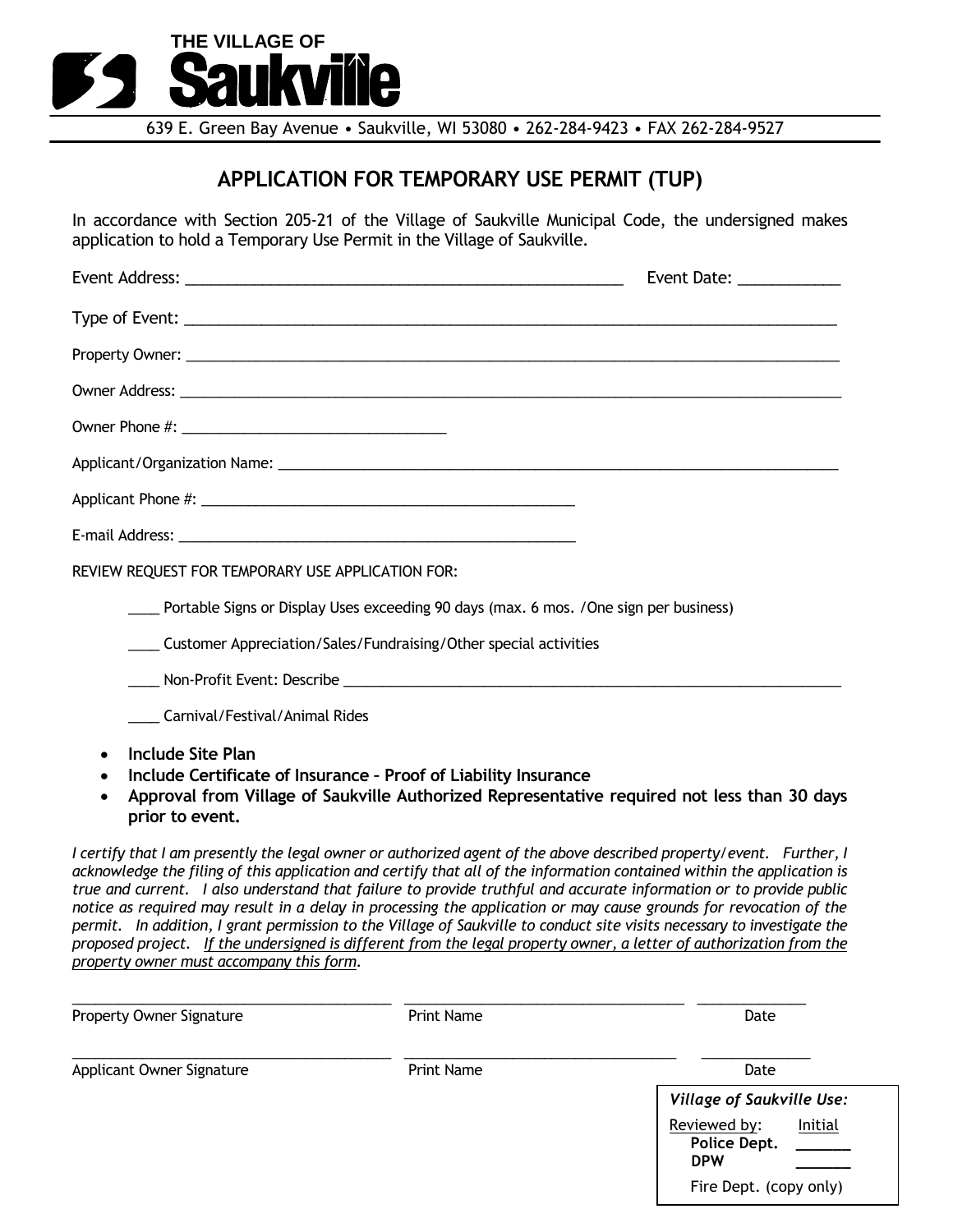THE VILLAGE OF
# Saukville

639 E. Green Bay Avenue • Saukville, WI 53080 • 262-284-9423 • FAX 262-284-9527

## APPLICATION FOR TEMPORARY USE PERMIT (TUP)

In accordance with Section 205-21 of the Village of Saukville Municipal Code, the undersigned makes application to hold a Temporary Use Permit in the Village of Saukville.

Event Address: ____________________________________________________ Event Date: ____________

Type of Event: ________________________________________________________________________________

Property Owner: ________________________________________________________________________________

Owner Address: ________________________________________________________________________________

Owner Phone #: ________________________________

Applicant/Organization Name: ___________________________________________________________________

Applicant Phone #: ____________________________________________

E-mail Address: _______________________________________________

REVIEW REQUEST FOR TEMPORARY USE APPLICATION FOR:

____ Portable Signs or Display Uses exceeding 90 days (max. 6 mos. /One sign per business)

____ Customer Appreciation/Sales/Fundraising/Other special activities

____ Non-Profit Event: Describe ________________________________________________________________

____ Carnival/Festival/Animal Rides

- **Include Site Plan**
- **Include Certificate of Insurance – Proof of Liability Insurance**
- **Approval from Village of Saukville Authorized Representative required not less than 30 days prior to event.**

*I certify that I am presently the legal owner or authorized agent of the above described property/event. Further, I acknowledge the filing of this application and certify that all of the information contained within the application is true and current. I also understand that failure to provide truthful and accurate information or to provide public notice as required may result in a delay in processing the application or may cause grounds for revocation of the permit. In addition, I grant permission to the Village of Saukville to conduct site visits necessary to investigate the proposed project. <u>If the undersigned is different from the legal property owner, a letter of authorization from the property owner must accompany this form</u>.*

______________________________________ __________________________________ _____________
Property Owner Signature Print Name Date

______________________________________ __________________________________ _____________
Applicant Owner Signature Print Name Date

*Village of Saukville Use:*

| Reviewed by: | Initial |
|---|---|
| **Police Dept.** | ______ |
| **DPW** | ______ |
| Fire Dept. (copy only) | |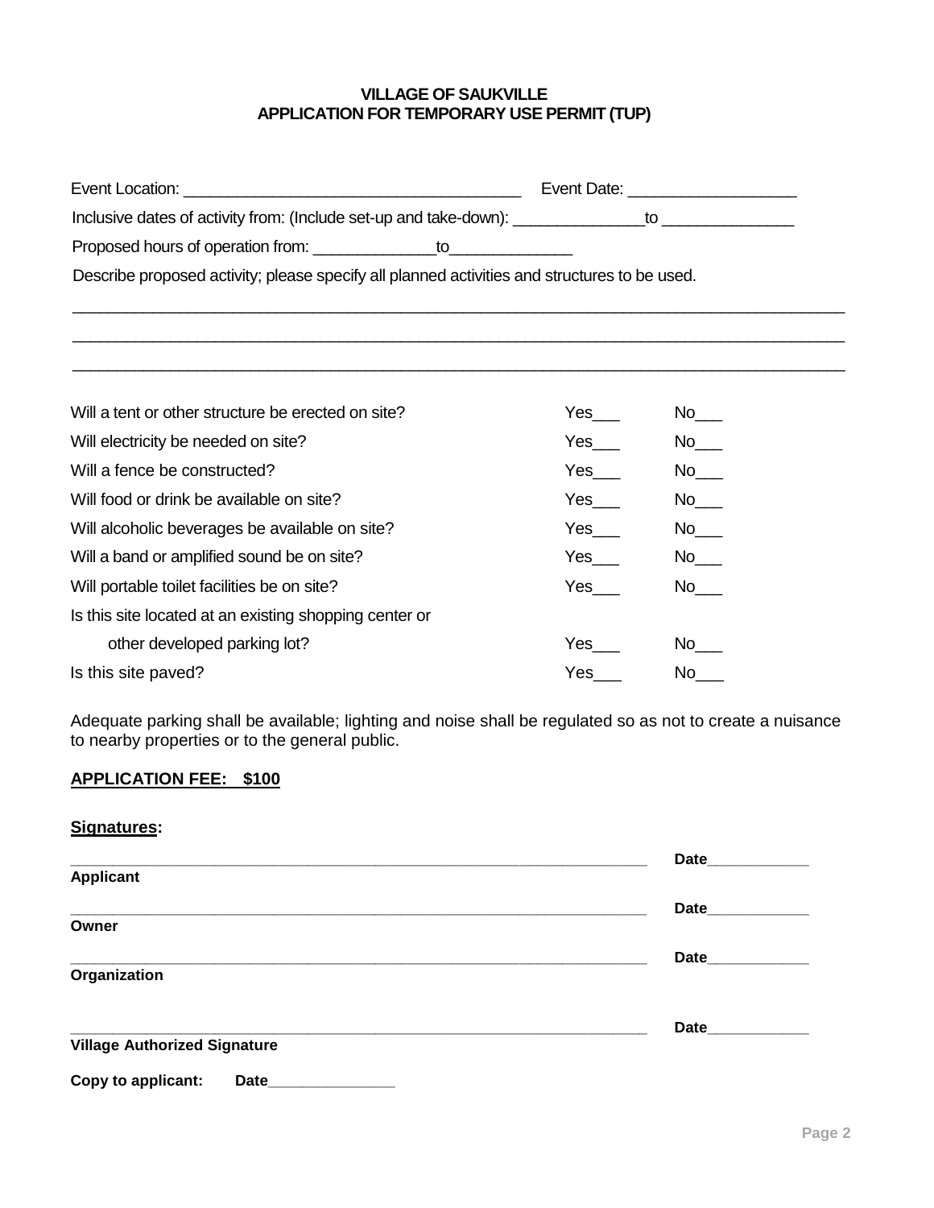**VILLAGE OF SAUKVILLE**
**APPLICATION FOR TEMPORARY USE PERMIT (TUP)**

Event Location: ______________________________________ Event Date: ___________________

Inclusive dates of activity from: (Include set-up and take-down): _______________to _______________

Proposed hours of operation from: ______________to______________

Describe proposed activity; please specify all planned activities and structures to be used.

_____________________________________________________________________________________

_____________________________________________________________________________________

_____________________________________________________________________________________

| | | |
|---|---|---|
| Will a tent or other structure be erected on site? | Yes___ | No___ |
| Will electricity be needed on site? | Yes___ | No___ |
| Will a fence be constructed? | Yes___ | No___ |
| Will food or drink be available on site? | Yes___ | No___ |
| Will alcoholic beverages be available on site? | Yes___ | No___ |
| Will a band or amplified sound be on site? | Yes___ | No___ |
| Will portable toilet facilities be on site? | Yes___ | No___ |
| Is this site located at an existing shopping center or other developed parking lot? | Yes___ | No___ |
| Is this site paved? | Yes___ | No___ |

Adequate parking shall be available; lighting and noise shall be regulated so as not to create a nuisance to nearby properties or to the general public.

**APPLICATION FEE: $100**

**Signatures:**

_________________________________________________________________ **Date**____________
**Applicant**

_________________________________________________________________ **Date**____________
**Owner**

_________________________________________________________________ **Date**____________
**Organization**

_________________________________________________________________ **Date**____________
**Village Authorized Signature**

**Copy to applicant:** **Date**_______________